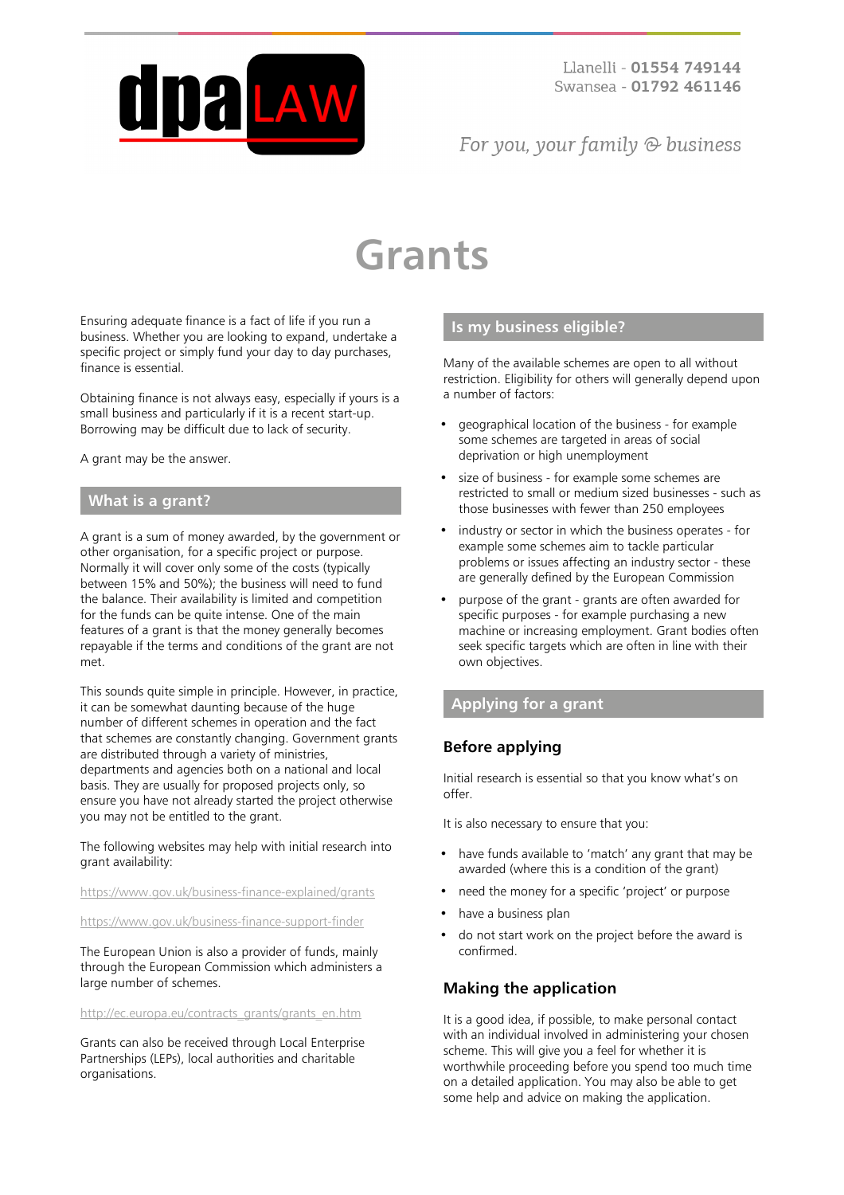Llanelli - **01554 749144**
Swansea - **01792 461146**

*For you, your family & business*

# Grants

Ensuring adequate finance is a fact of life if you run a business. Whether you are looking to expand, undertake a specific project or simply fund your day to day purchases, finance is essential.

Obtaining finance is not always easy, especially if yours is a small business and particularly if it is a recent start-up. Borrowing may be difficult due to lack of security.

A grant may be the answer.

## What is a grant?

A grant is a sum of money awarded, by the government or other organisation, for a specific project or purpose. Normally it will cover only some of the costs (typically between 15% and 50%); the business will need to fund the balance. Their availability is limited and competition for the funds can be quite intense. One of the main features of a grant is that the money generally becomes repayable if the terms and conditions of the grant are not met.

This sounds quite simple in principle. However, in practice, it can be somewhat daunting because of the huge number of different schemes in operation and the fact that schemes are constantly changing. Government grants are distributed through a variety of ministries, departments and agencies both on a national and local basis. They are usually for proposed projects only, so ensure you have not already started the project otherwise you may not be entitled to the grant.

The following websites may help with initial research into grant availability:

https://www.gov.uk/business-finance-explained/grants

https://www.gov.uk/business-finance-support-finder

The European Union is also a provider of funds, mainly through the European Commission which administers a large number of schemes.

http://ec.europa.eu/contracts_grants/grants_en.htm

Grants can also be received through Local Enterprise Partnerships (LEPs), local authorities and charitable organisations.

## Is my business eligible?

Many of the available schemes are open to all without restriction. Eligibility for others will generally depend upon a number of factors:

- geographical location of the business - for example some schemes are targeted in areas of social deprivation or high unemployment
- size of business - for example some schemes are restricted to small or medium sized businesses - such as those businesses with fewer than 250 employees
- industry or sector in which the business operates - for example some schemes aim to tackle particular problems or issues affecting an industry sector - these are generally defined by the European Commission
- purpose of the grant - grants are often awarded for specific purposes - for example purchasing a new machine or increasing employment. Grant bodies often seek specific targets which are often in line with their own objectives.

## Applying for a grant

### Before applying

Initial research is essential so that you know what's on offer.

It is also necessary to ensure that you:

- have funds available to 'match' any grant that may be awarded (where this is a condition of the grant)
- need the money for a specific 'project' or purpose
- have a business plan
- do not start work on the project before the award is confirmed.

### Making the application

It is a good idea, if possible, to make personal contact with an individual involved in administering your chosen scheme. This will give you a feel for whether it is worthwhile proceeding before you spend too much time on a detailed application. You may also be able to get some help and advice on making the application.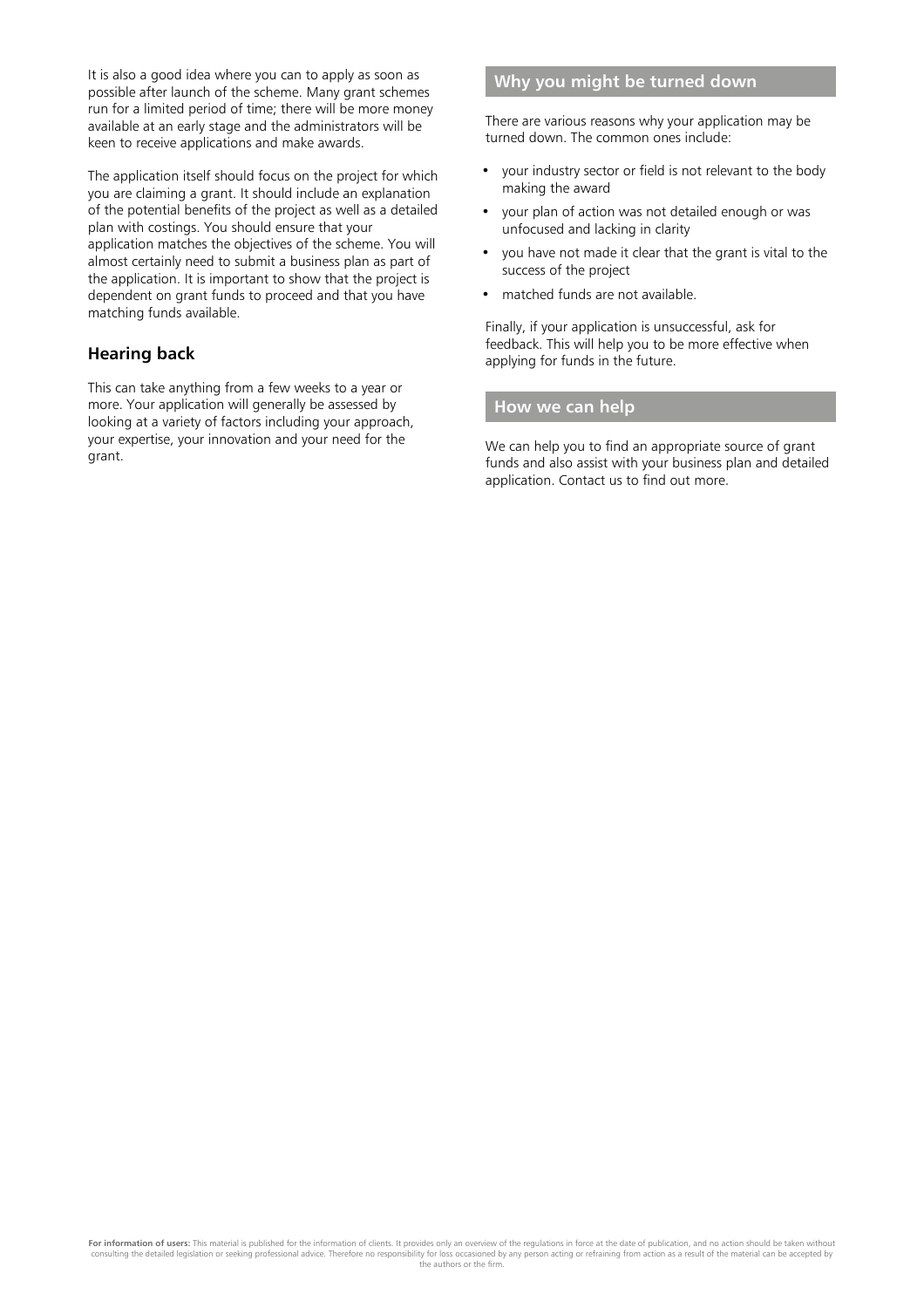It is also a good idea where you can to apply as soon as possible after launch of the scheme. Many grant schemes run for a limited period of time; there will be more money available at an early stage and the administrators will be keen to receive applications and make awards.

The application itself should focus on the project for which you are claiming a grant. It should include an explanation of the potential benefits of the project as well as a detailed plan with costings. You should ensure that your application matches the objectives of the scheme. You will almost certainly need to submit a business plan as part of the application. It is important to show that the project is dependent on grant funds to proceed and that you have matching funds available.

## Hearing back

This can take anything from a few weeks to a year or more. Your application will generally be assessed by looking at a variety of factors including your approach, your expertise, your innovation and your need for the grant.

## Why you might be turned down

There are various reasons why your application may be turned down. The common ones include:

- your industry sector or field is not relevant to the body making the award
- your plan of action was not detailed enough or was unfocused and lacking in clarity
- you have not made it clear that the grant is vital to the success of the project
- matched funds are not available.

Finally, if your application is unsuccessful, ask for feedback. This will help you to be more effective when applying for funds in the future.

## How we can help

We can help you to find an appropriate source of grant funds and also assist with your business plan and detailed application. Contact us to find out more.

**For information of users:** This material is published for the information of clients. It provides only an overview of the regulations in force at the date of publication, and no action should be taken without consulting the detailed legislation or seeking professional advice. Therefore no responsibility for loss occasioned by any person acting or refraining from action as a result of the material can be accepted by the authors or the firm.